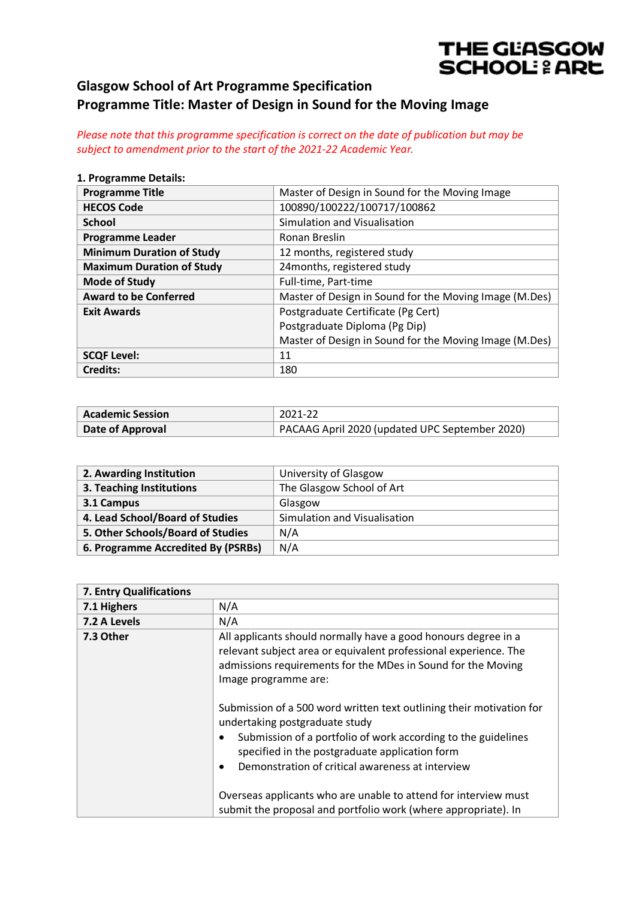# Glasgow School of Art Programme Specification
## Programme Title: Master of Design in Sound for the Moving Image

*Please note that this programme specification is correct on the date of publication but may be subject to amendment prior to the start of the 2021-22 Academic Year.*

**1. Programme Details:**

| | |
|---|---|
| **Programme Title** | Master of Design in Sound for the Moving Image |
| **HECOS Code** | 100890/100222/100717/100862 |
| **School** | Simulation and Visualisation |
| **Programme Leader** | Ronan Breslin |
| **Minimum Duration of Study** | 12 months, registered study |
| **Maximum Duration of Study** | 24months, registered study |
| **Mode of Study** | Full-time, Part-time |
| **Award to be Conferred** | Master of Design in Sound for the Moving Image (M.Des) |
| **Exit Awards** | Postgraduate Certificate (Pg Cert)<br>Postgraduate Diploma (Pg Dip)<br>Master of Design in Sound for the Moving Image (M.Des) |
| **SCQF Level:** | 11 |
| **Credits:** | 180 |

| | |
|---|---|
| **Academic Session** | 2021-22 |
| **Date of Approval** | PACAAG April 2020 (updated UPC September 2020) |

| | |
|---|---|
| **2. Awarding Institution** | University of Glasgow |
| **3. Teaching Institutions** | The Glasgow School of Art |
| **3.1 Campus** | Glasgow |
| **4. Lead School/Board of Studies** | Simulation and Visualisation |
| **5. Other Schools/Board of Studies** | N/A |
| **6. Programme Accredited By (PSRBs)** | N/A |

| **7. Entry Qualifications** | |
|---|---|
| **7.1 Highers** | N/A |
| **7.2 A Levels** | N/A |
| **7.3 Other** | All applicants should normally have a good honours degree in a relevant subject area or equivalent professional experience. The admissions requirements for the MDes in Sound for the Moving Image programme are:<br><br>Submission of a 500 word written text outlining their motivation for undertaking postgraduate study<br>• Submission of a portfolio of work according to the guidelines specified in the postgraduate application form<br>• Demonstration of critical awareness at interview<br><br>Overseas applicants who are unable to attend for interview must submit the proposal and portfolio work (where appropriate). In |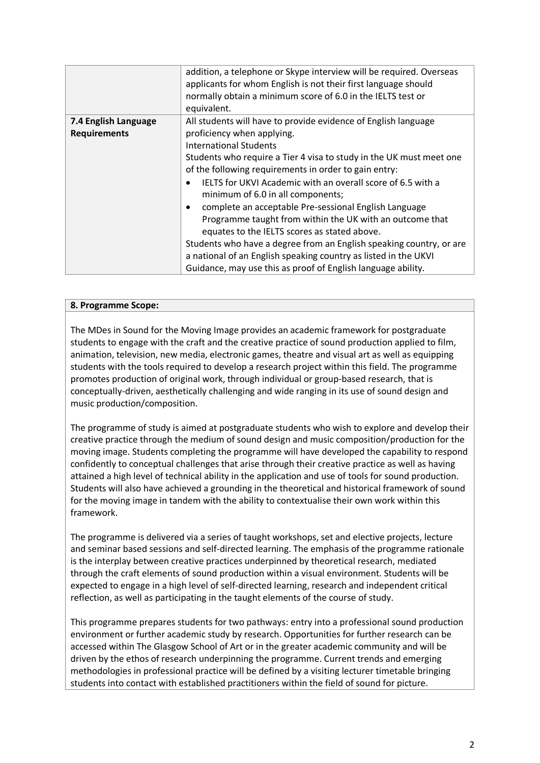| | |
|---|---|
| | addition, a telephone or Skype interview will be required. Overseas applicants for whom English is not their first language should normally obtain a minimum score of 6.0 in the IELTS test or equivalent. |
| **7.4 English Language Requirements** | All students will have to provide evidence of English language proficiency when applying.<br>International Students<br>Students who require a Tier 4 visa to study in the UK must meet one of the following requirements in order to gain entry:<br>• IELTS for UKVI Academic with an overall score of 6.5 with a minimum of 6.0 in all components;<br>• complete an acceptable Pre-sessional English Language Programme taught from within the UK with an outcome that equates to the IELTS scores as stated above.<br>Students who have a degree from an English speaking country, or are a national of an English speaking country as listed in the UKVI Guidance, may use this as proof of English language ability. |

**8. Programme Scope:**

The MDes in Sound for the Moving Image provides an academic framework for postgraduate students to engage with the craft and the creative practice of sound production applied to film, animation, television, new media, electronic games, theatre and visual art as well as equipping students with the tools required to develop a research project within this field. The programme promotes production of original work, through individual or group-based research, that is conceptually-driven, aesthetically challenging and wide ranging in its use of sound design and music production/composition.

The programme of study is aimed at postgraduate students who wish to explore and develop their creative practice through the medium of sound design and music composition/production for the moving image. Students completing the programme will have developed the capability to respond confidently to conceptual challenges that arise through their creative practice as well as having attained a high level of technical ability in the application and use of tools for sound production. Students will also have achieved a grounding in the theoretical and historical framework of sound for the moving image in tandem with the ability to contextualise their own work within this framework.

The programme is delivered via a series of taught workshops, set and elective projects, lecture and seminar based sessions and self-directed learning. The emphasis of the programme rationale is the interplay between creative practices underpinned by theoretical research, mediated through the craft elements of sound production within a visual environment. Students will be expected to engage in a high level of self-directed learning, research and independent critical reflection, as well as participating in the taught elements of the course of study.

This programme prepares students for two pathways: entry into a professional sound production environment or further academic study by research. Opportunities for further research can be accessed within The Glasgow School of Art or in the greater academic community and will be driven by the ethos of research underpinning the programme. Current trends and emerging methodologies in professional practice will be defined by a visiting lecturer timetable bringing students into contact with established practitioners within the field of sound for picture.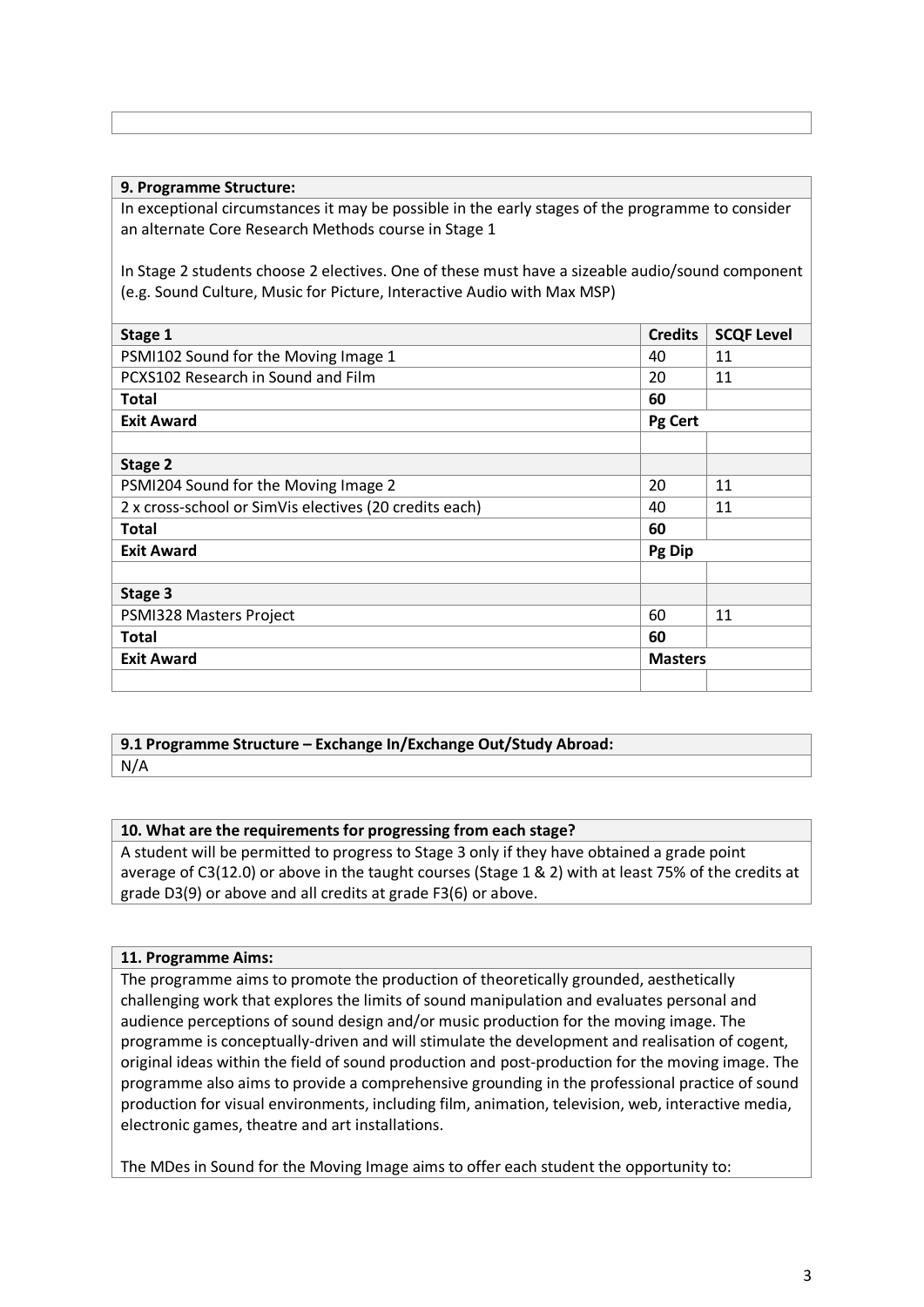**9. Programme Structure:**

In exceptional circumstances it may be possible in the early stages of the programme to consider an alternate Core Research Methods course in Stage 1

In Stage 2 students choose 2 electives. One of these must have a sizeable audio/sound component (e.g. Sound Culture, Music for Picture, Interactive Audio with Max MSP)

| Stage 1 | Credits | SCQF Level |
|---|---|---|
| PSMI102 Sound for the Moving Image 1 | 40 | 11 |
| PCXS102 Research in Sound and Film | 20 | 11 |
| **Total** | **60** | |
| **Exit Award** | **Pg Cert** | |
| | | |
| **Stage 2** | | |
| PSMI204 Sound for the Moving Image 2 | 20 | 11 |
| 2 x cross-school or SimVis electives (20 credits each) | 40 | 11 |
| **Total** | **60** | |
| **Exit Award** | **Pg Dip** | |
| | | |
| **Stage 3** | | |
| PSMI328 Masters Project | 60 | 11 |
| **Total** | **60** | |
| **Exit Award** | **Masters** | |
| | | |

**9.1 Programme Structure – Exchange In/Exchange Out/Study Abroad:**

N/A

**10. What are the requirements for progressing from each stage?**

A student will be permitted to progress to Stage 3 only if they have obtained a grade point average of C3(12.0) or above in the taught courses (Stage 1 & 2) with at least 75% of the credits at grade D3(9) or above and all credits at grade F3(6) or above.

**11. Programme Aims:**

The programme aims to promote the production of theoretically grounded, aesthetically challenging work that explores the limits of sound manipulation and evaluates personal and audience perceptions of sound design and/or music production for the moving image. The programme is conceptually-driven and will stimulate the development and realisation of cogent, original ideas within the field of sound production and post-production for the moving image. The programme also aims to provide a comprehensive grounding in the professional practice of sound production for visual environments, including film, animation, television, web, interactive media, electronic games, theatre and art installations.

The MDes in Sound for the Moving Image aims to offer each student the opportunity to: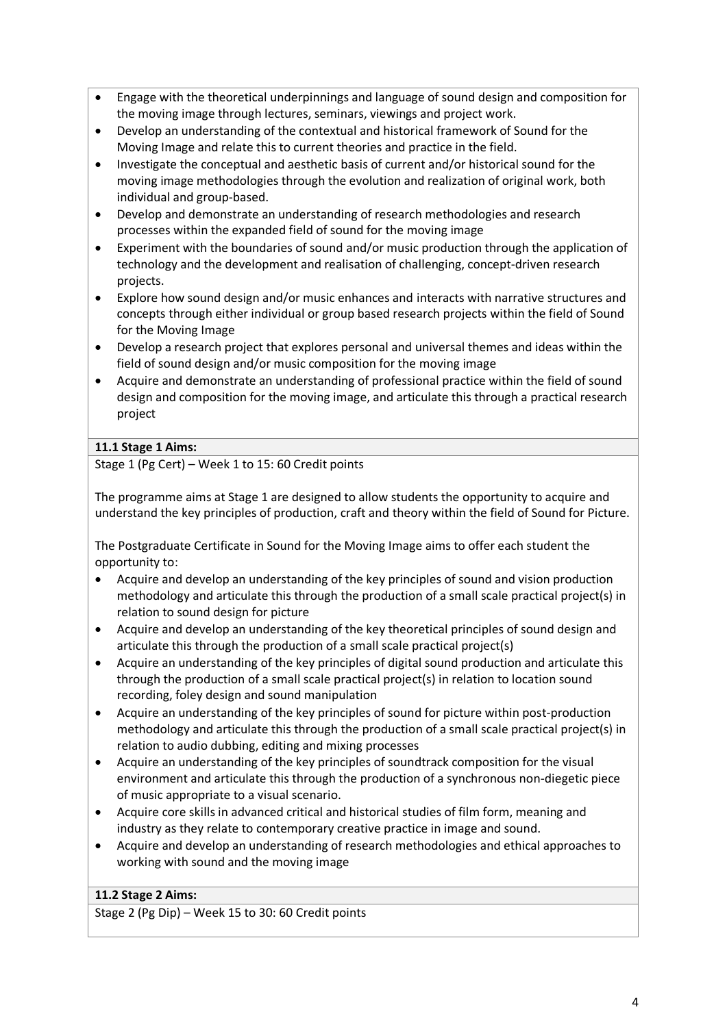- Engage with the theoretical underpinnings and language of sound design and composition for the moving image through lectures, seminars, viewings and project work.
- Develop an understanding of the contextual and historical framework of Sound for the Moving Image and relate this to current theories and practice in the field.
- Investigate the conceptual and aesthetic basis of current and/or historical sound for the moving image methodologies through the evolution and realization of original work, both individual and group-based.
- Develop and demonstrate an understanding of research methodologies and research processes within the expanded field of sound for the moving image
- Experiment with the boundaries of sound and/or music production through the application of technology and the development and realisation of challenging, concept-driven research projects.
- Explore how sound design and/or music enhances and interacts with narrative structures and concepts through either individual or group based research projects within the field of Sound for the Moving Image
- Develop a research project that explores personal and universal themes and ideas within the field of sound design and/or music composition for the moving image
- Acquire and demonstrate an understanding of professional practice within the field of sound design and composition for the moving image, and articulate this through a practical research project

**11.1 Stage 1 Aims:**

Stage 1 (Pg Cert) – Week 1 to 15: 60 Credit points

The programme aims at Stage 1 are designed to allow students the opportunity to acquire and understand the key principles of production, craft and theory within the field of Sound for Picture.

The Postgraduate Certificate in Sound for the Moving Image aims to offer each student the opportunity to:

- Acquire and develop an understanding of the key principles of sound and vision production methodology and articulate this through the production of a small scale practical project(s) in relation to sound design for picture
- Acquire and develop an understanding of the key theoretical principles of sound design and articulate this through the production of a small scale practical project(s)
- Acquire an understanding of the key principles of digital sound production and articulate this through the production of a small scale practical project(s) in relation to location sound recording, foley design and sound manipulation
- Acquire an understanding of the key principles of sound for picture within post-production methodology and articulate this through the production of a small scale practical project(s) in relation to audio dubbing, editing and mixing processes
- Acquire an understanding of the key principles of soundtrack composition for the visual environment and articulate this through the production of a synchronous non-diegetic piece of music appropriate to a visual scenario.
- Acquire core skills in advanced critical and historical studies of film form, meaning and industry as they relate to contemporary creative practice in image and sound.
- Acquire and develop an understanding of research methodologies and ethical approaches to working with sound and the moving image

**11.2 Stage 2 Aims:**

Stage 2 (Pg Dip) – Week 15 to 30: 60 Credit points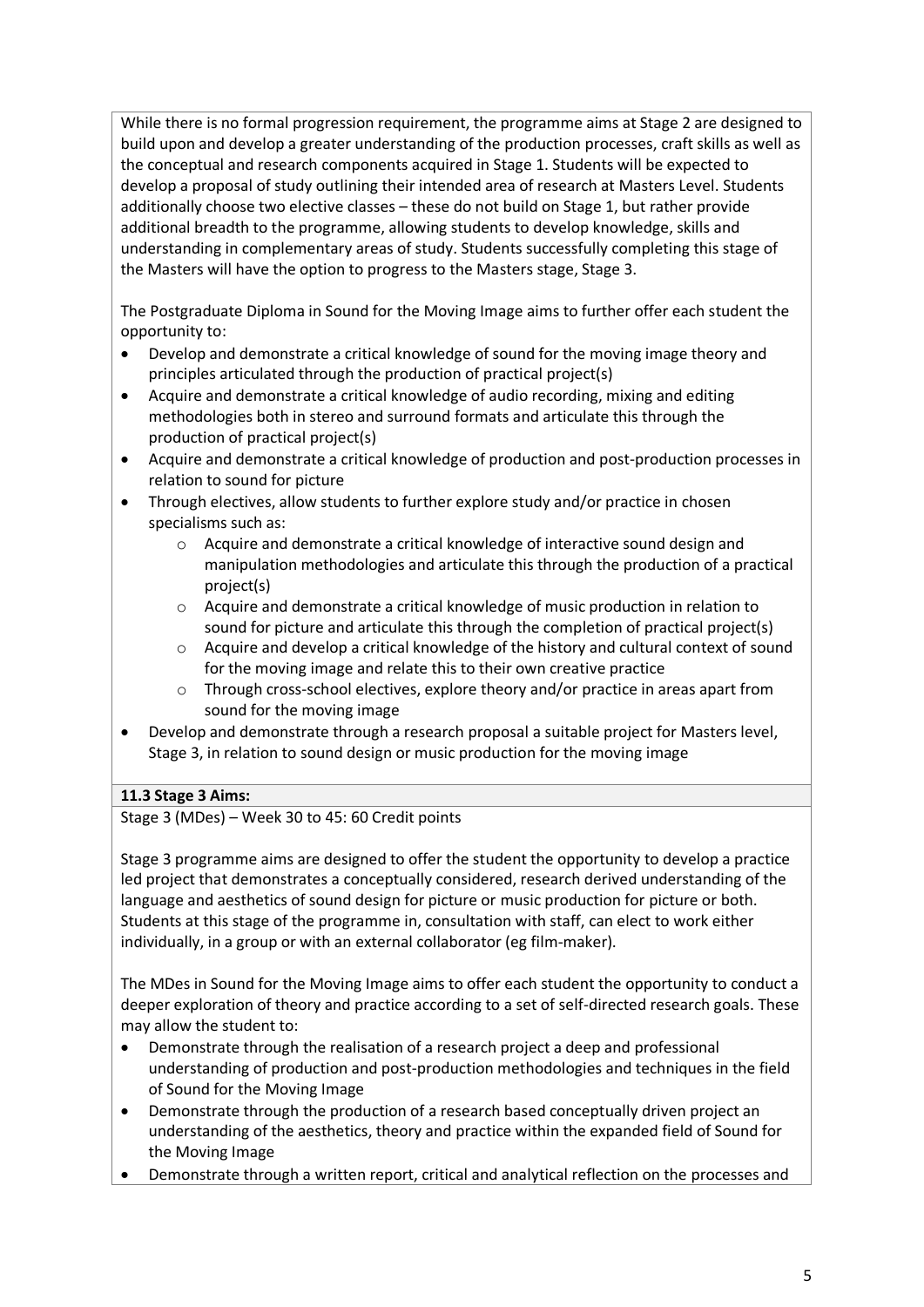While there is no formal progression requirement, the programme aims at Stage 2 are designed to build upon and develop a greater understanding of the production processes, craft skills as well as the conceptual and research components acquired in Stage 1. Students will be expected to develop a proposal of study outlining their intended area of research at Masters Level. Students additionally choose two elective classes – these do not build on Stage 1, but rather provide additional breadth to the programme, allowing students to develop knowledge, skills and understanding in complementary areas of study. Students successfully completing this stage of the Masters will have the option to progress to the Masters stage, Stage 3.

The Postgraduate Diploma in Sound for the Moving Image aims to further offer each student the opportunity to:

- Develop and demonstrate a critical knowledge of sound for the moving image theory and principles articulated through the production of practical project(s)
- Acquire and demonstrate a critical knowledge of audio recording, mixing and editing methodologies both in stereo and surround formats and articulate this through the production of practical project(s)
- Acquire and demonstrate a critical knowledge of production and post-production processes in relation to sound for picture
- Through electives, allow students to further explore study and/or practice in chosen specialisms such as:
  - Acquire and demonstrate a critical knowledge of interactive sound design and manipulation methodologies and articulate this through the production of a practical project(s)
  - Acquire and demonstrate a critical knowledge of music production in relation to sound for picture and articulate this through the completion of practical project(s)
  - Acquire and develop a critical knowledge of the history and cultural context of sound for the moving image and relate this to their own creative practice
  - Through cross-school electives, explore theory and/or practice in areas apart from sound for the moving image
- Develop and demonstrate through a research proposal a suitable project for Masters level, Stage 3, in relation to sound design or music production for the moving image

**11.3 Stage 3 Aims:**

Stage 3 (MDes) – Week 30 to 45: 60 Credit points

Stage 3 programme aims are designed to offer the student the opportunity to develop a practice led project that demonstrates a conceptually considered, research derived understanding of the language and aesthetics of sound design for picture or music production for picture or both. Students at this stage of the programme in, consultation with staff, can elect to work either individually, in a group or with an external collaborator (eg film-maker).

The MDes in Sound for the Moving Image aims to offer each student the opportunity to conduct a deeper exploration of theory and practice according to a set of self-directed research goals. These may allow the student to:

- Demonstrate through the realisation of a research project a deep and professional understanding of production and post-production methodologies and techniques in the field of Sound for the Moving Image
- Demonstrate through the production of a research based conceptually driven project an understanding of the aesthetics, theory and practice within the expanded field of Sound for the Moving Image
- Demonstrate through a written report, critical and analytical reflection on the processes and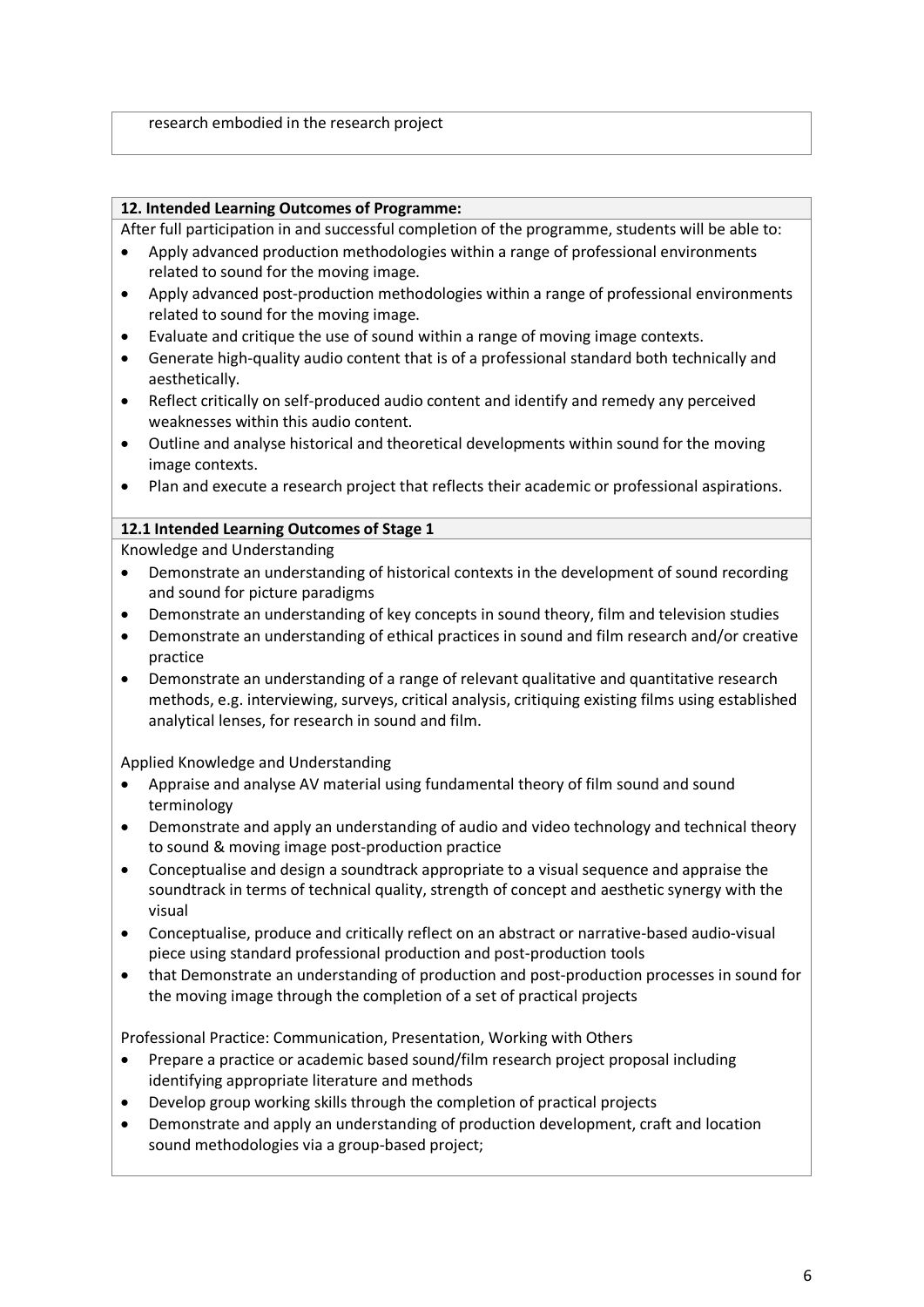research embodied in the research project

**12. Intended Learning Outcomes of Programme:**

After full participation in and successful completion of the programme, students will be able to:

- Apply advanced production methodologies within a range of professional environments related to sound for the moving image.
- Apply advanced post-production methodologies within a range of professional environments related to sound for the moving image.
- Evaluate and critique the use of sound within a range of moving image contexts.
- Generate high-quality audio content that is of a professional standard both technically and aesthetically.
- Reflect critically on self-produced audio content and identify and remedy any perceived weaknesses within this audio content.
- Outline and analyse historical and theoretical developments within sound for the moving image contexts.
- Plan and execute a research project that reflects their academic or professional aspirations.

**12.1 Intended Learning Outcomes of Stage 1**

Knowledge and Understanding

- Demonstrate an understanding of historical contexts in the development of sound recording and sound for picture paradigms
- Demonstrate an understanding of key concepts in sound theory, film and television studies
- Demonstrate an understanding of ethical practices in sound and film research and/or creative practice
- Demonstrate an understanding of a range of relevant qualitative and quantitative research methods, e.g. interviewing, surveys, critical analysis, critiquing existing films using established analytical lenses, for research in sound and film.

Applied Knowledge and Understanding

- Appraise and analyse AV material using fundamental theory of film sound and sound terminology
- Demonstrate and apply an understanding of audio and video technology and technical theory to sound & moving image post-production practice
- Conceptualise and design a soundtrack appropriate to a visual sequence and appraise the soundtrack in terms of technical quality, strength of concept and aesthetic synergy with the visual
- Conceptualise, produce and critically reflect on an abstract or narrative-based audio-visual piece using standard professional production and post-production tools
- that Demonstrate an understanding of production and post-production processes in sound for the moving image through the completion of a set of practical projects

Professional Practice: Communication, Presentation, Working with Others

- Prepare a practice or academic based sound/film research project proposal including identifying appropriate literature and methods
- Develop group working skills through the completion of practical projects
- Demonstrate and apply an understanding of production development, craft and location sound methodologies via a group-based project;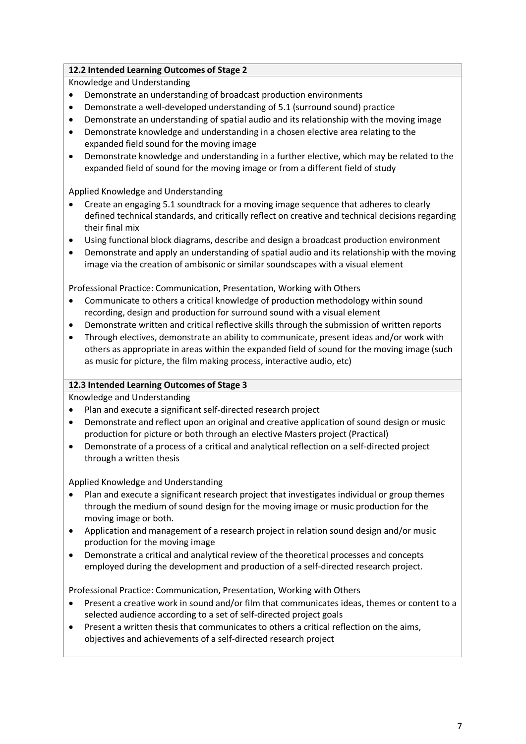### 12.2 Intended Learning Outcomes of Stage 2

Knowledge and Understanding

- Demonstrate an understanding of broadcast production environments
- Demonstrate a well-developed understanding of 5.1 (surround sound) practice
- Demonstrate an understanding of spatial audio and its relationship with the moving image
- Demonstrate knowledge and understanding in a chosen elective area relating to the expanded field sound for the moving image
- Demonstrate knowledge and understanding in a further elective, which may be related to the expanded field of sound for the moving image or from a different field of study

Applied Knowledge and Understanding

- Create an engaging 5.1 soundtrack for a moving image sequence that adheres to clearly defined technical standards, and critically reflect on creative and technical decisions regarding their final mix
- Using functional block diagrams, describe and design a broadcast production environment
- Demonstrate and apply an understanding of spatial audio and its relationship with the moving image via the creation of ambisonic or similar soundscapes with a visual element

Professional Practice: Communication, Presentation, Working with Others

- Communicate to others a critical knowledge of production methodology within sound recording, design and production for surround sound with a visual element
- Demonstrate written and critical reflective skills through the submission of written reports
- Through electives, demonstrate an ability to communicate, present ideas and/or work with others as appropriate in areas within the expanded field of sound for the moving image (such as music for picture, the film making process, interactive audio, etc)

### 12.3 Intended Learning Outcomes of Stage 3

Knowledge and Understanding

- Plan and execute a significant self-directed research project
- Demonstrate and reflect upon an original and creative application of sound design or music production for picture or both through an elective Masters project (Practical)
- Demonstrate of a process of a critical and analytical reflection on a self-directed project through a written thesis

Applied Knowledge and Understanding

- Plan and execute a significant research project that investigates individual or group themes through the medium of sound design for the moving image or music production for the moving image or both.
- Application and management of a research project in relation sound design and/or music production for the moving image
- Demonstrate a critical and analytical review of the theoretical processes and concepts employed during the development and production of a self-directed research project.

Professional Practice: Communication, Presentation, Working with Others

- Present a creative work in sound and/or film that communicates ideas, themes or content to a selected audience according to a set of self-directed project goals
- Present a written thesis that communicates to others a critical reflection on the aims, objectives and achievements of a self-directed research project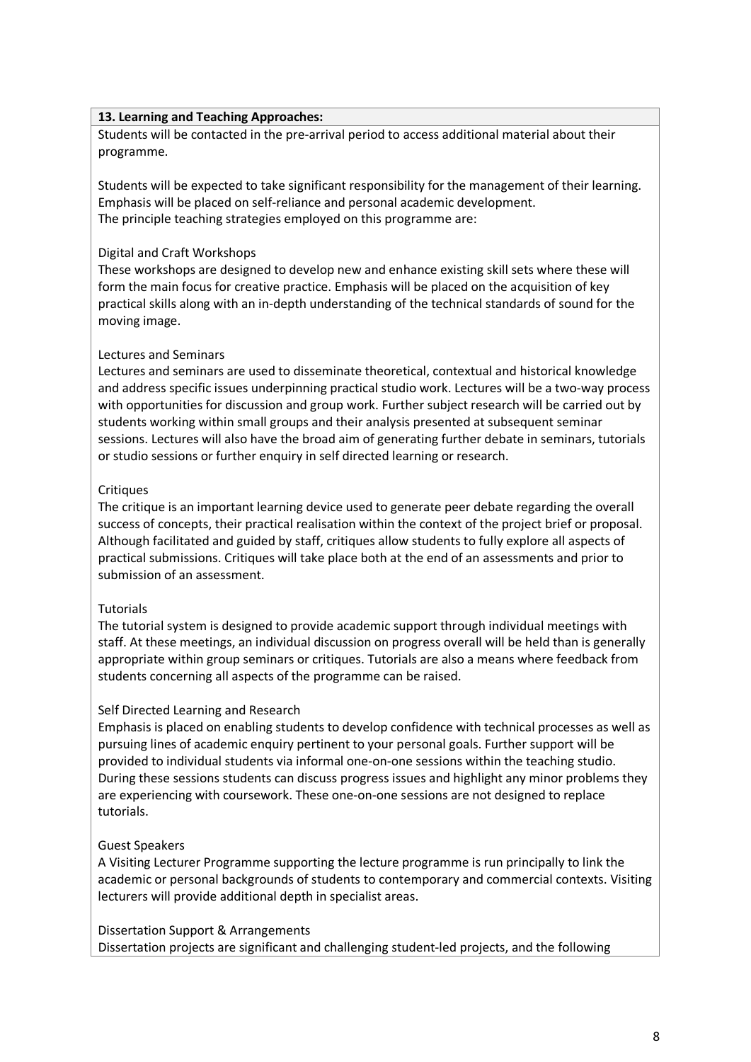**13. Learning and Teaching Approaches:**

Students will be contacted in the pre-arrival period to access additional material about their programme.

Students will be expected to take significant responsibility for the management of their learning. Emphasis will be placed on self-reliance and personal academic development.
The principle teaching strategies employed on this programme are:

Digital and Craft Workshops
These workshops are designed to develop new and enhance existing skill sets where these will form the main focus for creative practice. Emphasis will be placed on the acquisition of key practical skills along with an in-depth understanding of the technical standards of sound for the moving image.

Lectures and Seminars
Lectures and seminars are used to disseminate theoretical, contextual and historical knowledge and address specific issues underpinning practical studio work. Lectures will be a two-way process with opportunities for discussion and group work. Further subject research will be carried out by students working within small groups and their analysis presented at subsequent seminar sessions. Lectures will also have the broad aim of generating further debate in seminars, tutorials or studio sessions or further enquiry in self directed learning or research.

Critiques
The critique is an important learning device used to generate peer debate regarding the overall success of concepts, their practical realisation within the context of the project brief or proposal. Although facilitated and guided by staff, critiques allow students to fully explore all aspects of practical submissions. Critiques will take place both at the end of an assessments and prior to submission of an assessment.

Tutorials
The tutorial system is designed to provide academic support through individual meetings with staff. At these meetings, an individual discussion on progress overall will be held than is generally appropriate within group seminars or critiques. Tutorials are also a means where feedback from students concerning all aspects of the programme can be raised.

Self Directed Learning and Research
Emphasis is placed on enabling students to develop confidence with technical processes as well as pursuing lines of academic enquiry pertinent to your personal goals. Further support will be provided to individual students via informal one-on-one sessions within the teaching studio. During these sessions students can discuss progress issues and highlight any minor problems they are experiencing with coursework. These one-on-one sessions are not designed to replace tutorials.

Guest Speakers
A Visiting Lecturer Programme supporting the lecture programme is run principally to link the academic or personal backgrounds of students to contemporary and commercial contexts. Visiting lecturers will provide additional depth in specialist areas.

Dissertation Support & Arrangements
Dissertation projects are significant and challenging student-led projects, and the following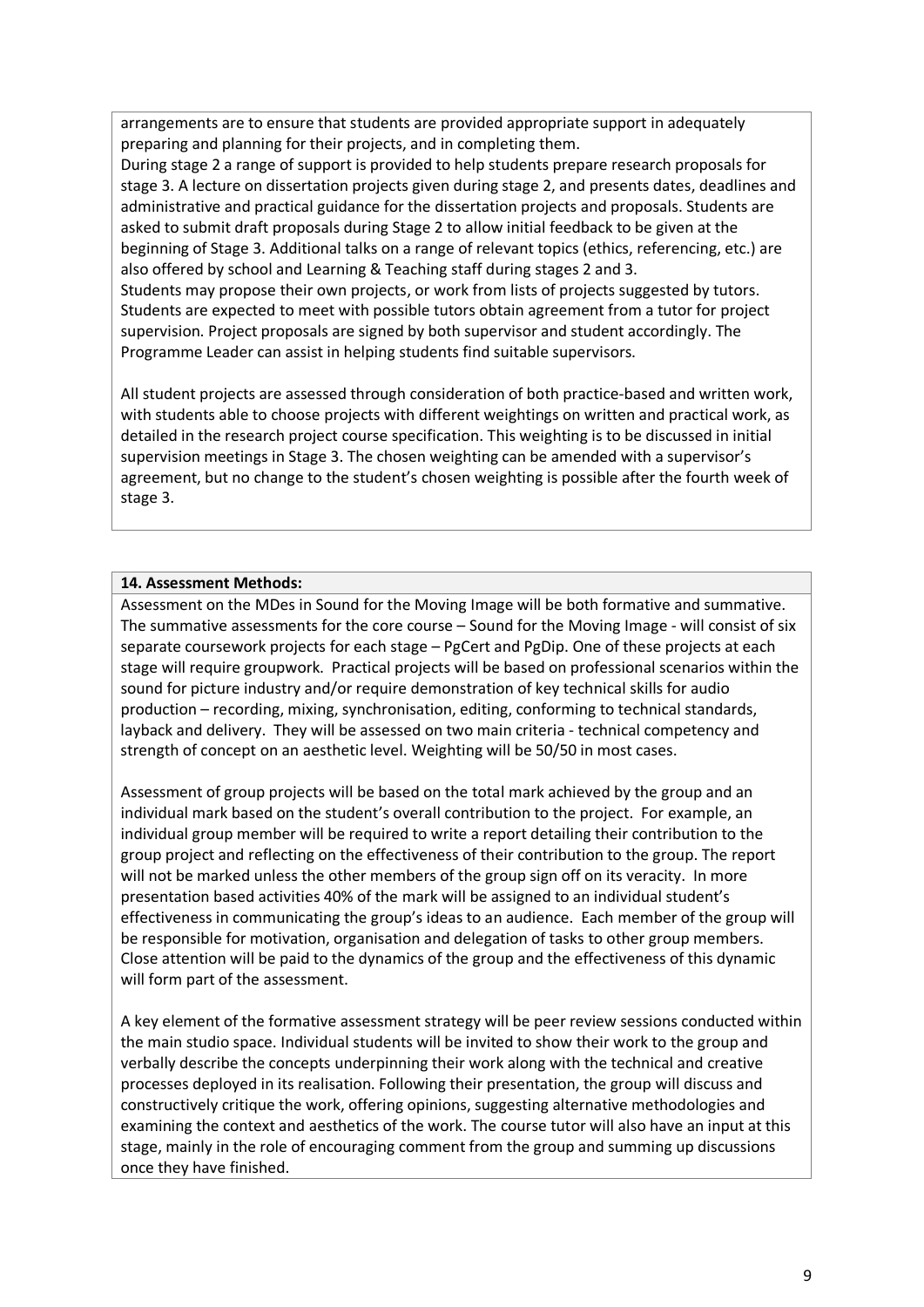arrangements are to ensure that students are provided appropriate support in adequately preparing and planning for their projects, and in completing them.
During stage 2 a range of support is provided to help students prepare research proposals for stage 3. A lecture on dissertation projects given during stage 2, and presents dates, deadlines and administrative and practical guidance for the dissertation projects and proposals. Students are asked to submit draft proposals during Stage 2 to allow initial feedback to be given at the beginning of Stage 3. Additional talks on a range of relevant topics (ethics, referencing, etc.) are also offered by school and Learning & Teaching staff during stages 2 and 3.
Students may propose their own projects, or work from lists of projects suggested by tutors. Students are expected to meet with possible tutors obtain agreement from a tutor for project supervision. Project proposals are signed by both supervisor and student accordingly. The Programme Leader can assist in helping students find suitable supervisors.

All student projects are assessed through consideration of both practice-based and written work, with students able to choose projects with different weightings on written and practical work, as detailed in the research project course specification. This weighting is to be discussed in initial supervision meetings in Stage 3. The chosen weighting can be amended with a supervisor's agreement, but no change to the student's chosen weighting is possible after the fourth week of stage 3.

**14. Assessment Methods:**

Assessment on the MDes in Sound for the Moving Image will be both formative and summative. The summative assessments for the core course – Sound for the Moving Image - will consist of six separate coursework projects for each stage – PgCert and PgDip. One of these projects at each stage will require groupwork. Practical projects will be based on professional scenarios within the sound for picture industry and/or require demonstration of key technical skills for audio production – recording, mixing, synchronisation, editing, conforming to technical standards, layback and delivery. They will be assessed on two main criteria - technical competency and strength of concept on an aesthetic level. Weighting will be 50/50 in most cases.

Assessment of group projects will be based on the total mark achieved by the group and an individual mark based on the student's overall contribution to the project. For example, an individual group member will be required to write a report detailing their contribution to the group project and reflecting on the effectiveness of their contribution to the group. The report will not be marked unless the other members of the group sign off on its veracity. In more presentation based activities 40% of the mark will be assigned to an individual student's effectiveness in communicating the group's ideas to an audience. Each member of the group will be responsible for motivation, organisation and delegation of tasks to other group members. Close attention will be paid to the dynamics of the group and the effectiveness of this dynamic will form part of the assessment.

A key element of the formative assessment strategy will be peer review sessions conducted within the main studio space. Individual students will be invited to show their work to the group and verbally describe the concepts underpinning their work along with the technical and creative processes deployed in its realisation. Following their presentation, the group will discuss and constructively critique the work, offering opinions, suggesting alternative methodologies and examining the context and aesthetics of the work. The course tutor will also have an input at this stage, mainly in the role of encouraging comment from the group and summing up discussions once they have finished.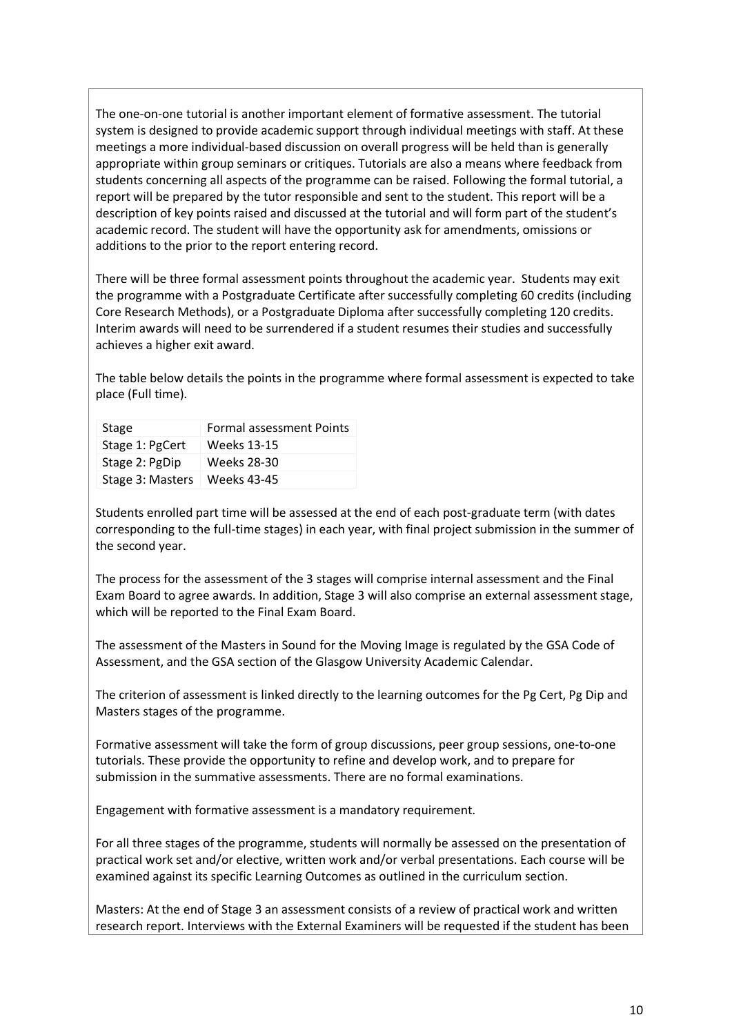The one-on-one tutorial is another important element of formative assessment. The tutorial system is designed to provide academic support through individual meetings with staff. At these meetings a more individual-based discussion on overall progress will be held than is generally appropriate within group seminars or critiques. Tutorials are also a means where feedback from students concerning all aspects of the programme can be raised. Following the formal tutorial, a report will be prepared by the tutor responsible and sent to the student. This report will be a description of key points raised and discussed at the tutorial and will form part of the student's academic record. The student will have the opportunity ask for amendments, omissions or additions to the prior to the report entering record.

There will be three formal assessment points throughout the academic year. Students may exit the programme with a Postgraduate Certificate after successfully completing 60 credits (including Core Research Methods), or a Postgraduate Diploma after successfully completing 120 credits. Interim awards will need to be surrendered if a student resumes their studies and successfully achieves a higher exit award.

The table below details the points in the programme where formal assessment is expected to take place (Full time).

| Stage | Formal assessment Points |
|---|---|
| Stage 1: PgCert | Weeks 13-15 |
| Stage 2: PgDip | Weeks 28-30 |
| Stage 3: Masters | Weeks 43-45 |

Students enrolled part time will be assessed at the end of each post-graduate term (with dates corresponding to the full-time stages) in each year, with final project submission in the summer of the second year.

The process for the assessment of the 3 stages will comprise internal assessment and the Final Exam Board to agree awards. In addition, Stage 3 will also comprise an external assessment stage, which will be reported to the Final Exam Board.

The assessment of the Masters in Sound for the Moving Image is regulated by the GSA Code of Assessment, and the GSA section of the Glasgow University Academic Calendar.

The criterion of assessment is linked directly to the learning outcomes for the Pg Cert, Pg Dip and Masters stages of the programme.

Formative assessment will take the form of group discussions, peer group sessions, one-to-one tutorials. These provide the opportunity to refine and develop work, and to prepare for submission in the summative assessments. There are no formal examinations.

Engagement with formative assessment is a mandatory requirement.

For all three stages of the programme, students will normally be assessed on the presentation of practical work set and/or elective, written work and/or verbal presentations. Each course will be examined against its specific Learning Outcomes as outlined in the curriculum section.

Masters: At the end of Stage 3 an assessment consists of a review of practical work and written research report. Interviews with the External Examiners will be requested if the student has been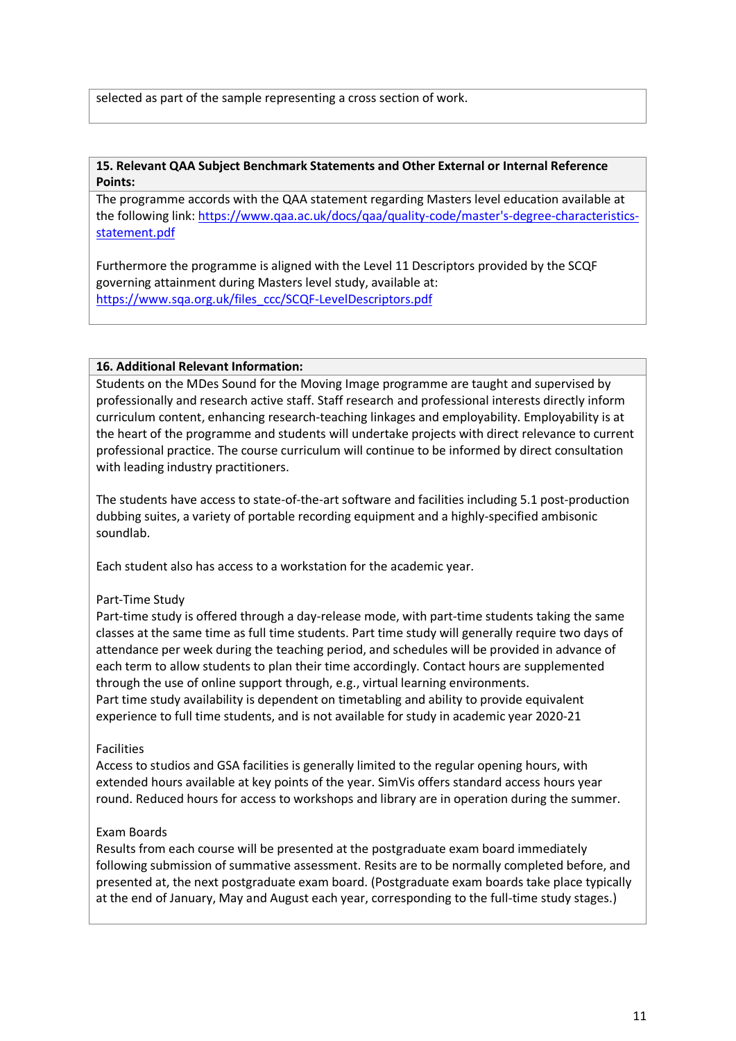selected as part of the sample representing a cross section of work.

**15. Relevant QAA Subject Benchmark Statements and Other External or Internal Reference Points:**

The programme accords with the QAA statement regarding Masters level education available at the following link: [https://www.qaa.ac.uk/docs/qaa/quality-code/master's-degree-characteristics-statement.pdf](https://www.qaa.ac.uk/docs/qaa/quality-code/master's-degree-characteristics-statement.pdf)

Furthermore the programme is aligned with the Level 11 Descriptors provided by the SCQF governing attainment during Masters level study, available at: [https://www.sqa.org.uk/files_ccc/SCQF-LevelDescriptors.pdf](https://www.sqa.org.uk/files_ccc/SCQF-LevelDescriptors.pdf)

**16. Additional Relevant Information:**

Students on the MDes Sound for the Moving Image programme are taught and supervised by professionally and research active staff. Staff research and professional interests directly inform curriculum content, enhancing research-teaching linkages and employability. Employability is at the heart of the programme and students will undertake projects with direct relevance to current professional practice. The course curriculum will continue to be informed by direct consultation with leading industry practitioners.

The students have access to state-of-the-art software and facilities including 5.1 post-production dubbing suites, a variety of portable recording equipment and a highly-specified ambisonic soundlab.

Each student also has access to a workstation for the academic year.

Part-Time Study

Part-time study is offered through a day-release mode, with part-time students taking the same classes at the same time as full time students. Part time study will generally require two days of attendance per week during the teaching period, and schedules will be provided in advance of each term to allow students to plan their time accordingly. Contact hours are supplemented through the use of online support through, e.g., virtual learning environments.
Part time study availability is dependent on timetabling and ability to provide equivalent experience to full time students, and is not available for study in academic year 2020-21

Facilities

Access to studios and GSA facilities is generally limited to the regular opening hours, with extended hours available at key points of the year. SimVis offers standard access hours year round. Reduced hours for access to workshops and library are in operation during the summer.

Exam Boards

Results from each course will be presented at the postgraduate exam board immediately following submission of summative assessment. Resits are to be normally completed before, and presented at, the next postgraduate exam board. (Postgraduate exam boards take place typically at the end of January, May and August each year, corresponding to the full-time study stages.)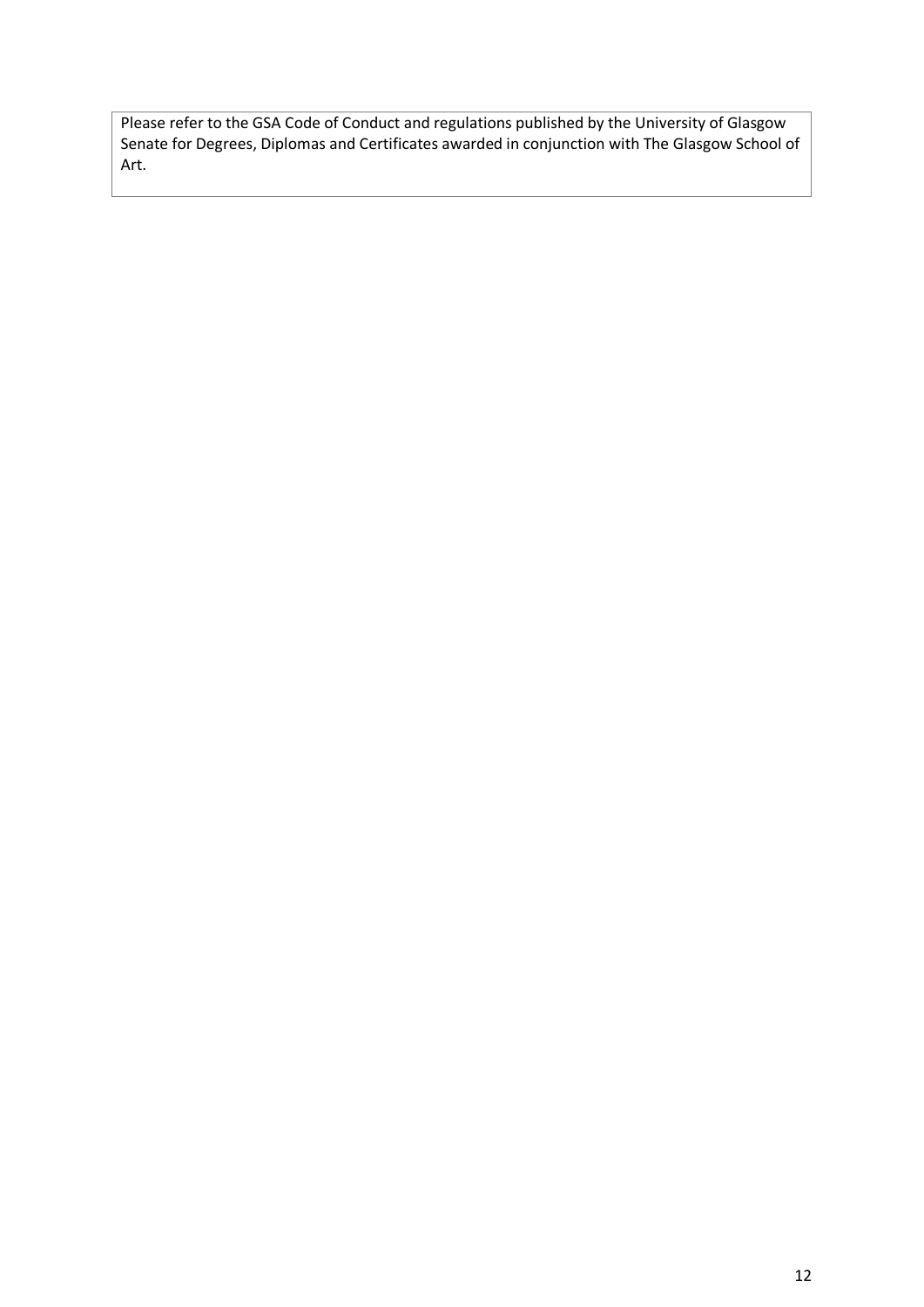Please refer to the GSA Code of Conduct and regulations published by the University of Glasgow Senate for Degrees, Diplomas and Certificates awarded in conjunction with The Glasgow School of Art.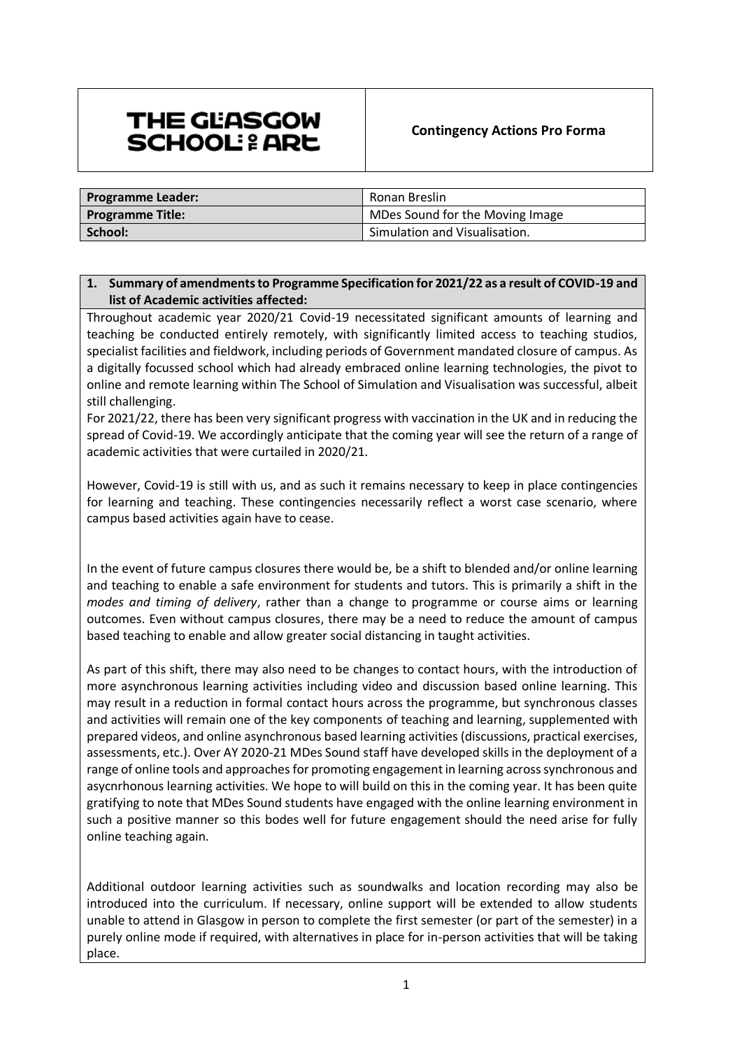**THE GLASGOW SCHOOL OF ART**

**Contingency Actions Pro Forma**

| **Programme Leader:** | Ronan Breslin |
|---|---|
| **Programme Title:** | MDes Sound for the Moving Image |
| **School:** | Simulation and Visualisation. |

**1. Summary of amendments to Programme Specification for 2021/22 as a result of COVID-19 and list of Academic activities affected:**

Throughout academic year 2020/21 Covid-19 necessitated significant amounts of learning and teaching be conducted entirely remotely, with significantly limited access to teaching studios, specialist facilities and fieldwork, including periods of Government mandated closure of campus. As a digitally focussed school which had already embraced online learning technologies, the pivot to online and remote learning within The School of Simulation and Visualisation was successful, albeit still challenging.

For 2021/22, there has been very significant progress with vaccination in the UK and in reducing the spread of Covid-19. We accordingly anticipate that the coming year will see the return of a range of academic activities that were curtailed in 2020/21.

However, Covid-19 is still with us, and as such it remains necessary to keep in place contingencies for learning and teaching. These contingencies necessarily reflect a worst case scenario, where campus based activities again have to cease.

In the event of future campus closures there would be, be a shift to blended and/or online learning and teaching to enable a safe environment for students and tutors. This is primarily a shift in the *modes and timing of delivery*, rather than a change to programme or course aims or learning outcomes. Even without campus closures, there may be a need to reduce the amount of campus based teaching to enable and allow greater social distancing in taught activities.

As part of this shift, there may also need to be changes to contact hours, with the introduction of more asynchronous learning activities including video and discussion based online learning. This may result in a reduction in formal contact hours across the programme, but synchronous classes and activities will remain one of the key components of teaching and learning, supplemented with prepared videos, and online asynchronous based learning activities (discussions, practical exercises, assessments, etc.). Over AY 2020-21 MDes Sound staff have developed skills in the deployment of a range of online tools and approaches for promoting engagement in learning across synchronous and asycnrhonous learning activities. We hope to will build on this in the coming year. It has been quite gratifying to note that MDes Sound students have engaged with the online learning environment in such a positive manner so this bodes well for future engagement should the need arise for fully online teaching again.

Additional outdoor learning activities such as soundwalks and location recording may also be introduced into the curriculum. If necessary, online support will be extended to allow students unable to attend in Glasgow in person to complete the first semester (or part of the semester) in a purely online mode if required, with alternatives in place for in-person activities that will be taking place.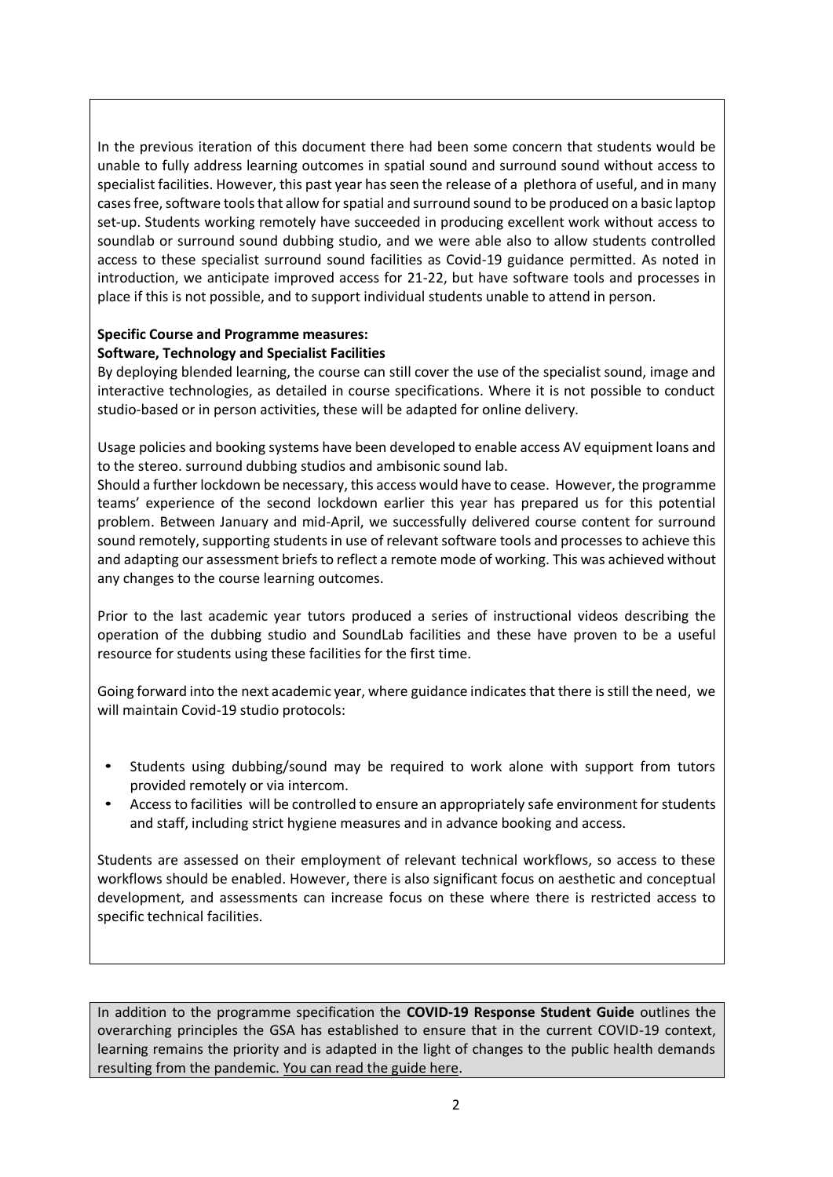In the previous iteration of this document there had been some concern that students would be unable to fully address learning outcomes in spatial sound and surround sound without access to specialist facilities. However, this past year has seen the release of a plethora of useful, and in many cases free, software tools that allow for spatial and surround sound to be produced on a basic laptop set-up. Students working remotely have succeeded in producing excellent work without access to soundlab or surround sound dubbing studio, and we were able also to allow students controlled access to these specialist surround sound facilities as Covid-19 guidance permitted. As noted in introduction, we anticipate improved access for 21-22, but have software tools and processes in place if this is not possible, and to support individual students unable to attend in person.

**Specific Course and Programme measures:**
**Software, Technology and Specialist Facilities**

By deploying blended learning, the course can still cover the use of the specialist sound, image and interactive technologies, as detailed in course specifications. Where it is not possible to conduct studio-based or in person activities, these will be adapted for online delivery.

Usage policies and booking systems have been developed to enable access AV equipment loans and to the stereo. surround dubbing studios and ambisonic sound lab.

Should a further lockdown be necessary, this access would have to cease. However, the programme teams' experience of the second lockdown earlier this year has prepared us for this potential problem. Between January and mid-April, we successfully delivered course content for surround sound remotely, supporting students in use of relevant software tools and processes to achieve this and adapting our assessment briefs to reflect a remote mode of working. This was achieved without any changes to the course learning outcomes.

Prior to the last academic year tutors produced a series of instructional videos describing the operation of the dubbing studio and SoundLab facilities and these have proven to be a useful resource for students using these facilities for the first time.

Going forward into the next academic year, where guidance indicates that there is still the need, we will maintain Covid-19 studio protocols:

- Students using dubbing/sound may be required to work alone with support from tutors provided remotely or via intercom.
- Access to facilities will be controlled to ensure an appropriately safe environment for students and staff, including strict hygiene measures and in advance booking and access.

Students are assessed on their employment of relevant technical workflows, so access to these workflows should be enabled. However, there is also significant focus on aesthetic and conceptual development, and assessments can increase focus on these where there is restricted access to specific technical facilities.

In addition to the programme specification the **COVID-19 Response Student Guide** outlines the overarching principles the GSA has established to ensure that in the current COVID-19 context, learning remains the priority and is adapted in the light of changes to the public health demands resulting from the pandemic. You can read the guide here.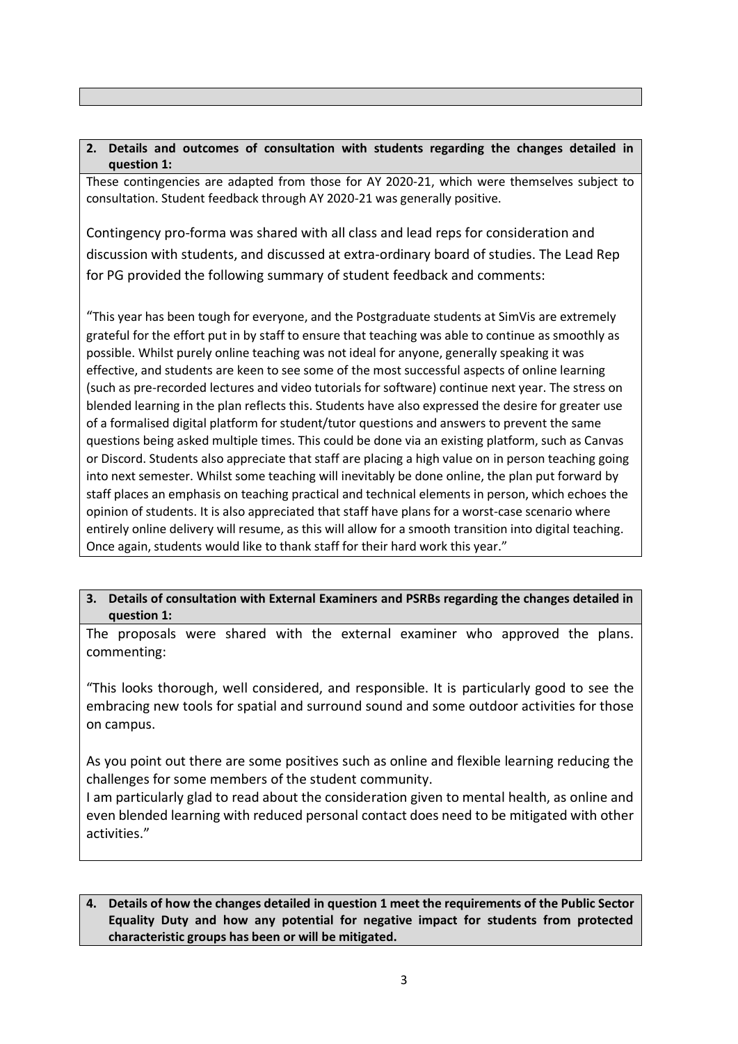**2. Details and outcomes of consultation with students regarding the changes detailed in question 1:**

These contingencies are adapted from those for AY 2020-21, which were themselves subject to consultation. Student feedback through AY 2020-21 was generally positive.

Contingency pro-forma was shared with all class and lead reps for consideration and discussion with students, and discussed at extra-ordinary board of studies. The Lead Rep for PG provided the following summary of student feedback and comments:

"This year has been tough for everyone, and the Postgraduate students at SimVis are extremely grateful for the effort put in by staff to ensure that teaching was able to continue as smoothly as possible. Whilst purely online teaching was not ideal for anyone, generally speaking it was effective, and students are keen to see some of the most successful aspects of online learning (such as pre-recorded lectures and video tutorials for software) continue next year. The stress on blended learning in the plan reflects this. Students have also expressed the desire for greater use of a formalised digital platform for student/tutor questions and answers to prevent the same questions being asked multiple times. This could be done via an existing platform, such as Canvas or Discord. Students also appreciate that staff are placing a high value on in person teaching going into next semester. Whilst some teaching will inevitably be done online, the plan put forward by staff places an emphasis on teaching practical and technical elements in person, which echoes the opinion of students. It is also appreciated that staff have plans for a worst-case scenario where entirely online delivery will resume, as this will allow for a smooth transition into digital teaching. Once again, students would like to thank staff for their hard work this year."

**3. Details of consultation with External Examiners and PSRBs regarding the changes detailed in question 1:**

The proposals were shared with the external examiner who approved the plans. commenting:

"This looks thorough, well considered, and responsible. It is particularly good to see the embracing new tools for spatial and surround sound and some outdoor activities for those on campus.

As you point out there are some positives such as online and flexible learning reducing the challenges for some members of the student community.

I am particularly glad to read about the consideration given to mental health, as online and even blended learning with reduced personal contact does need to be mitigated with other activities."

**4. Details of how the changes detailed in question 1 meet the requirements of the Public Sector Equality Duty and how any potential for negative impact for students from protected characteristic groups has been or will be mitigated.**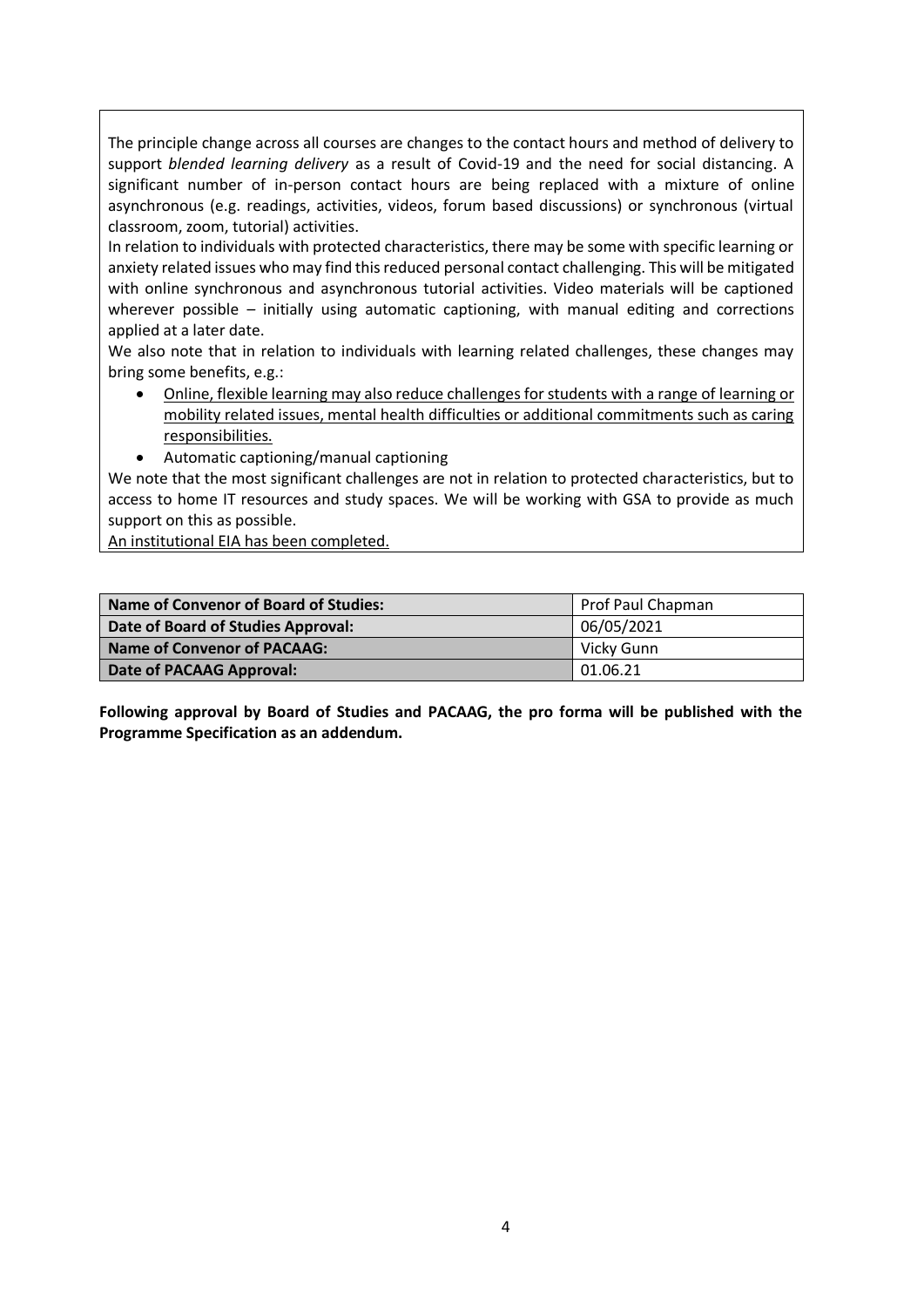The principle change across all courses are changes to the contact hours and method of delivery to support *blended learning delivery* as a result of Covid-19 and the need for social distancing. A significant number of in-person contact hours are being replaced with a mixture of online asynchronous (e.g. readings, activities, videos, forum based discussions) or synchronous (virtual classroom, zoom, tutorial) activities.
In relation to individuals with protected characteristics, there may be some with specific learning or anxiety related issues who may find this reduced personal contact challenging. This will be mitigated with online synchronous and asynchronous tutorial activities. Video materials will be captioned wherever possible – initially using automatic captioning, with manual editing and corrections applied at a later date.
We also note that in relation to individuals with learning related challenges, these changes may bring some benefits, e.g.:

- <u>Online, flexible learning may also reduce challenges for students with a range of learning or mobility related issues, mental health difficulties or additional commitments such as caring responsibilities.</u>
- Automatic captioning/manual captioning

We note that the most significant challenges are not in relation to protected characteristics, but to access to home IT resources and study spaces. We will be working with GSA to provide as much support on this as possible.
<u>An institutional EIA has been completed.</u>

| | |
|---|---|
| **Name of Convenor of Board of Studies:** | Prof Paul Chapman |
| **Date of Board of Studies Approval:** | 06/05/2021 |
| **Name of Convenor of PACAAG:** | Vicky Gunn |
| **Date of PACAAG Approval:** | 01.06.21 |

**Following approval by Board of Studies and PACAAG, the pro forma will be published with the Programme Specification as an addendum.**